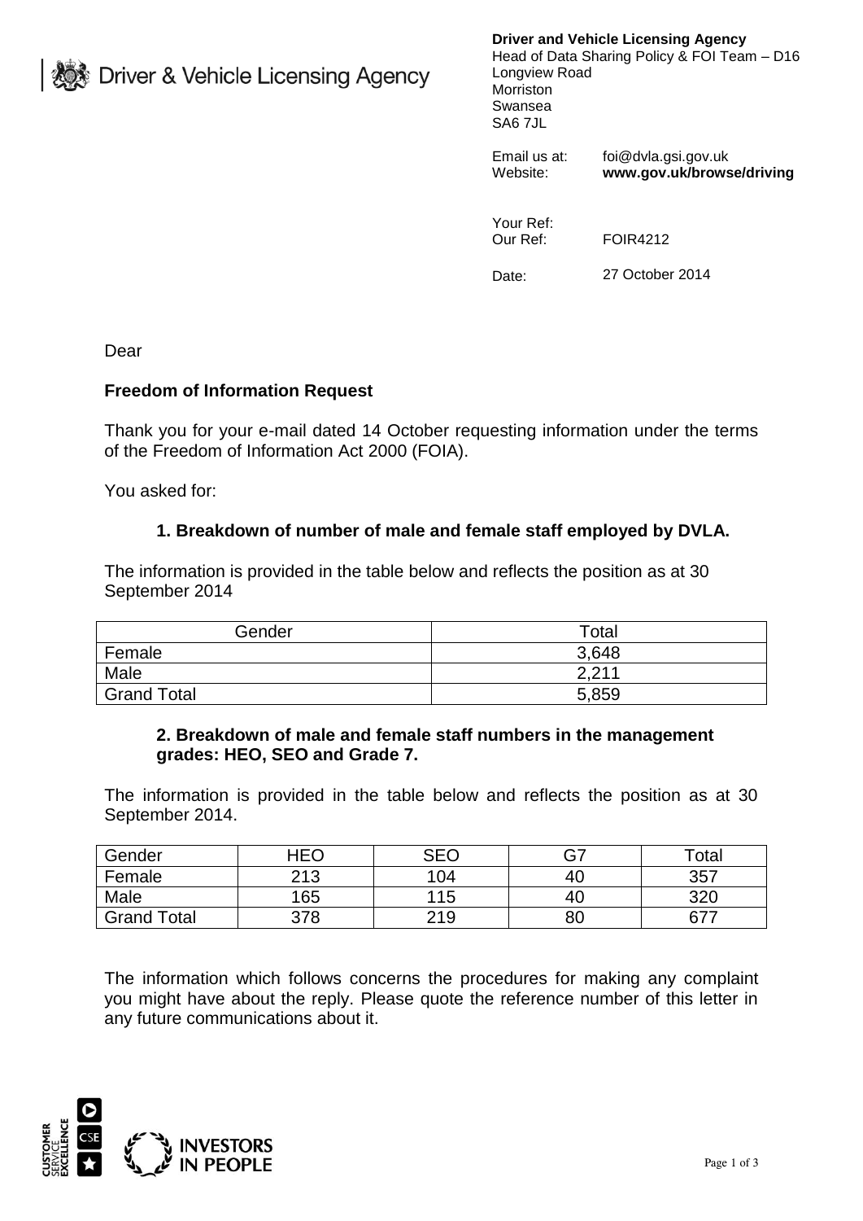Driver & Vehicle Licensing Agency

**Driver and Vehicle Licensing Agency**
Head of Data Sharing Policy & FOI Team – D16
Longview Road
Morriston
Swansea
SA6 7JL

Email us at: foi@dvla.gsi.gov.uk
Website: **www.gov.uk/browse/driving**

Your Ref:
Our Ref: FOIR4212

Date: 27 October 2014

Dear

**Freedom of Information Request**

Thank you for your e-mail dated 14 October requesting information under the terms of the Freedom of Information Act 2000 (FOIA).

You asked for:

**1. Breakdown of number of male and female staff employed by DVLA.**

The information is provided in the table below and reflects the position as at 30 September 2014

| Gender | Total |
|---|---|
| Female | 3,648 |
| Male | 2,211 |
| Grand Total | 5,859 |

**2. Breakdown of male and female staff numbers in the management grades: HEO, SEO and Grade 7.**

The information is provided in the table below and reflects the position as at 30 September 2014.

| Gender | HEO | SEO | G7 | Total |
|---|---|---|---|---|
| Female | 213 | 104 | 40 | 357 |
| Male | 165 | 115 | 40 | 320 |
| Grand Total | 378 | 219 | 80 | 677 |

The information which follows concerns the procedures for making any complaint you might have about the reply. Please quote the reference number of this letter in any future communications about it.

CUSTOMER SERVICE EXCELLENCE CSE

INVESTORS IN PEOPLE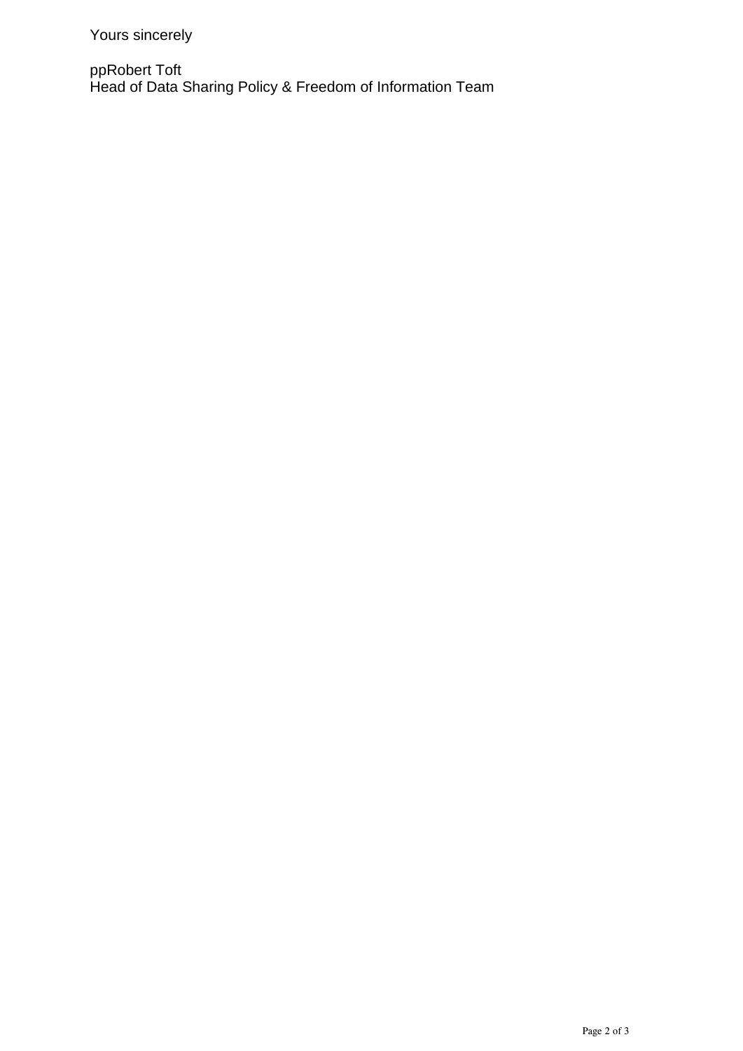Yours sincerely

ppRobert Toft
Head of Data Sharing Policy & Freedom of Information Team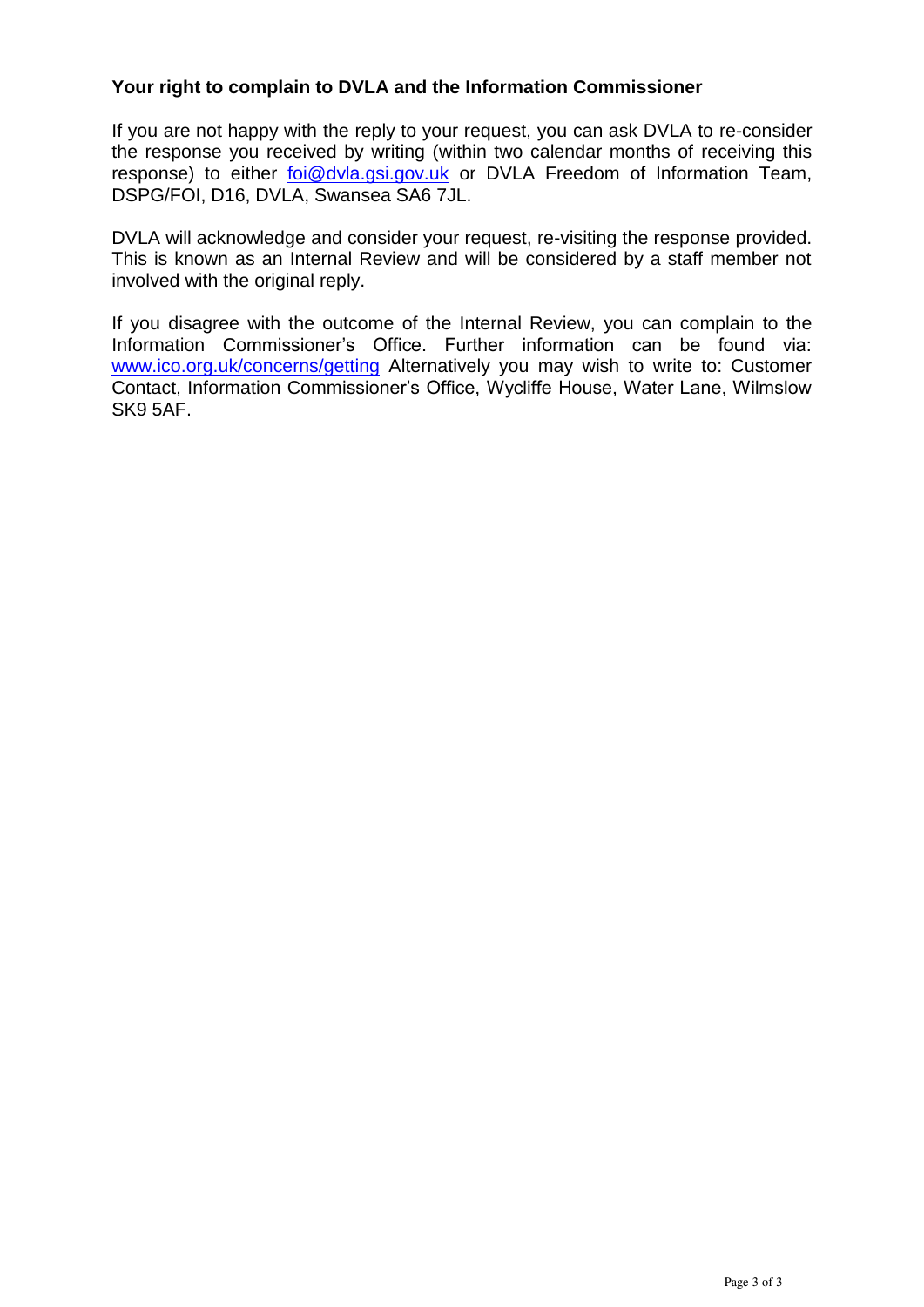**Your right to complain to DVLA and the Information Commissioner**

If you are not happy with the reply to your request, you can ask DVLA to re-consider the response you received by writing (within two calendar months of receiving this response) to either [foi@dvla.gsi.gov.uk](mailto:foi@dvla.gsi.gov.uk) or DVLA Freedom of Information Team, DSPG/FOI, D16, DVLA, Swansea SA6 7JL.

DVLA will acknowledge and consider your request, re-visiting the response provided. This is known as an Internal Review and will be considered by a staff member not involved with the original reply.

If you disagree with the outcome of the Internal Review, you can complain to the Information Commissioner's Office. Further information can be found via: [www.ico.org.uk/concerns/getting](http://www.ico.org.uk/concerns/getting) Alternatively you may wish to write to: Customer Contact, Information Commissioner's Office, Wycliffe House, Water Lane, Wilmslow SK9 5AF.